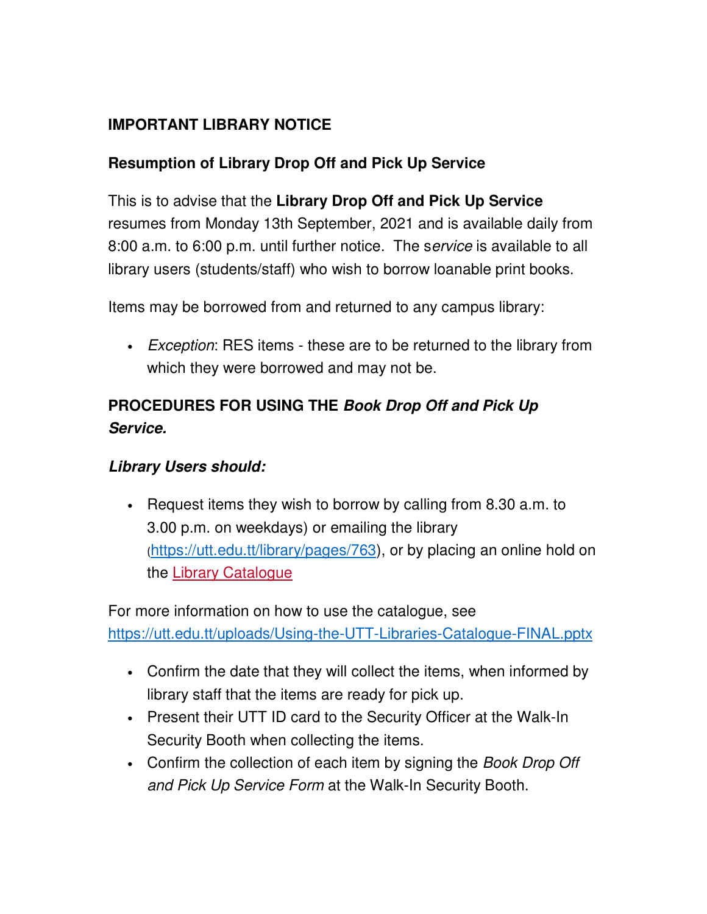**IMPORTANT LIBRARY NOTICE**

**Resumption of Library Drop Off and Pick Up Service**

This is to advise that the **Library Drop Off and Pick Up Service** resumes from Monday 13th September, 2021 and is available daily from 8:00 a.m. to 6:00 p.m. until further notice. The s*ervice* is available to all library users (students/staff) who wish to borrow loanable print books.

Items may be borrowed from and returned to any campus library:

- *Exception*: RES items - these are to be returned to the library from which they were borrowed and may not be.

**PROCEDURES FOR USING THE *Book Drop Off and Pick Up Service.***

***Library Users should:***

- Request items they wish to borrow by calling from 8.30 a.m. to 3.00 p.m. on weekdays) or emailing the library (https://utt.edu.tt/library/pages/763), or by placing an online hold on the Library Catalogue

For more information on how to use the catalogue, see https://utt.edu.tt/uploads/Using-the-UTT-Libraries-Catalogue-FINAL.pptx

- Confirm the date that they will collect the items, when informed by library staff that the items are ready for pick up.
- Present their UTT ID card to the Security Officer at the Walk-In Security Booth when collecting the items.
- Confirm the collection of each item by signing the *Book Drop Off and Pick Up Service Form* at the Walk-In Security Booth.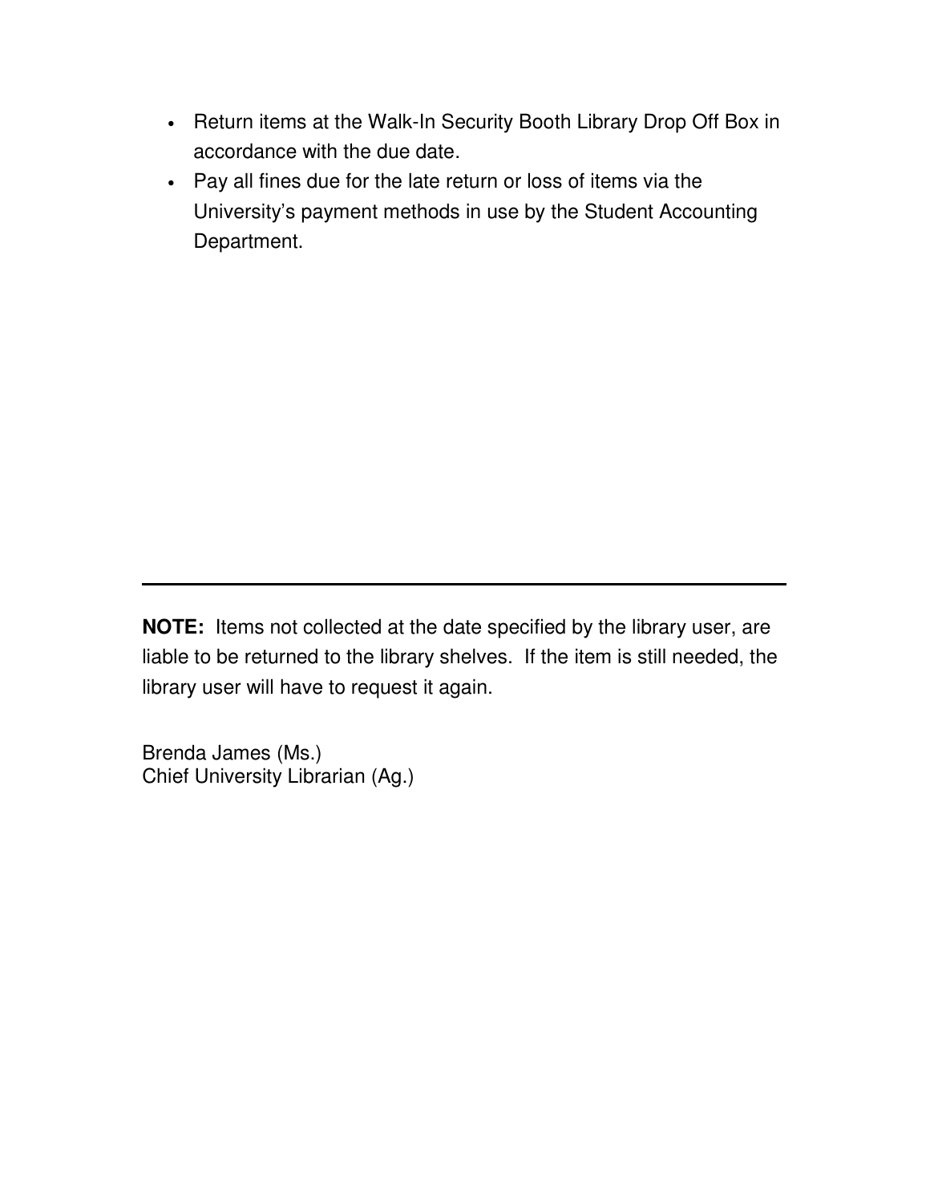- Return items at the Walk-In Security Booth Library Drop Off Box in accordance with the due date.
- Pay all fines due for the late return or loss of items via the University's payment methods in use by the Student Accounting Department.

---

**NOTE:** Items not collected at the date specified by the library user, are liable to be returned to the library shelves. If the item is still needed, the library user will have to request it again.

Brenda James (Ms.)
Chief University Librarian (Ag.)